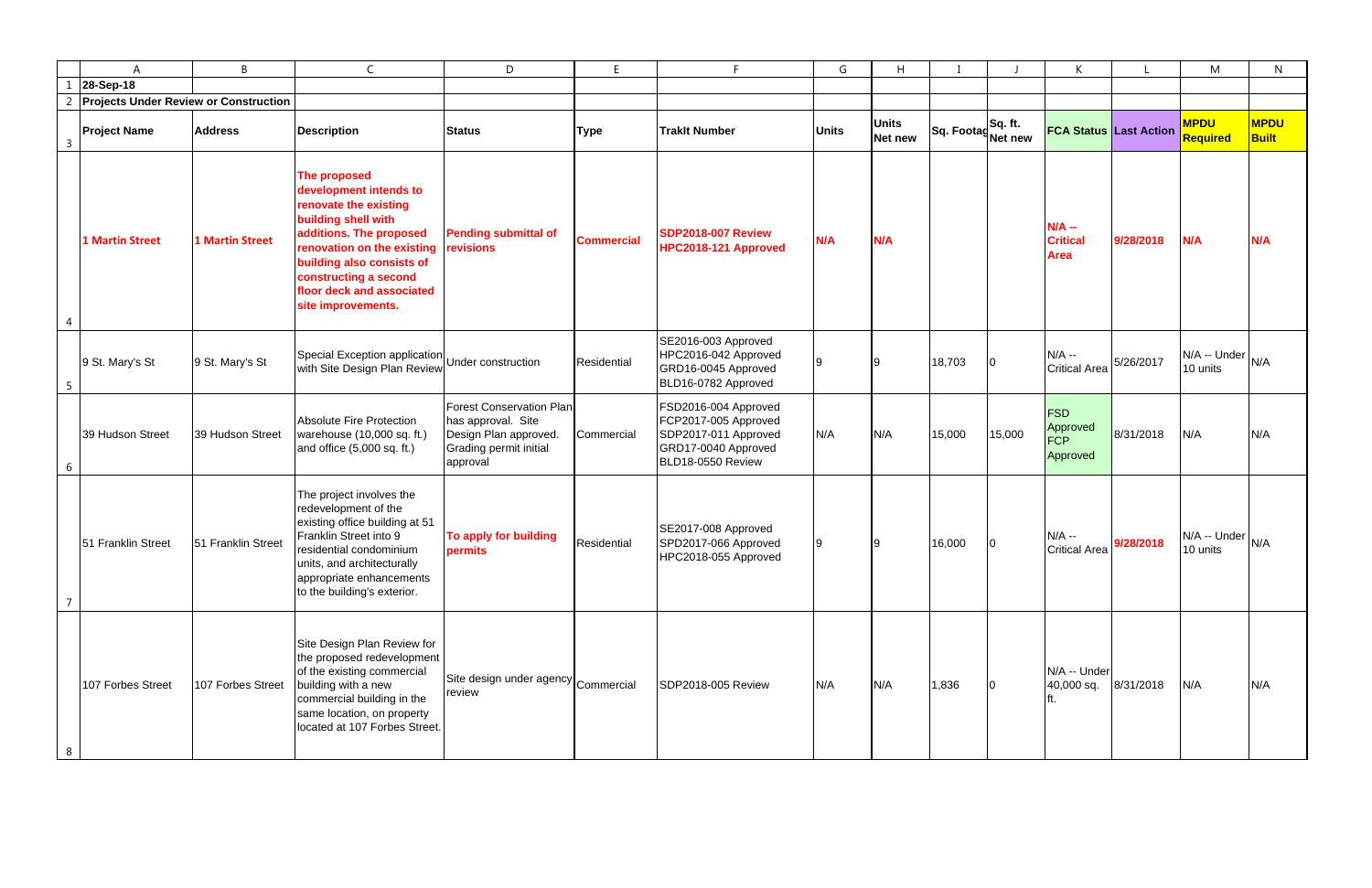28-Sep-18

**Projects Under Review or Construction**

| Project Name | Address | Description | Status | Type | TrakIt Number | Units | Units Net new | Sq. Footag | Sq. ft. Net new | FCA Status | Last Action | MPDU Required | MPDU Built |
|---|---|---|---|---|---|---|---|---|---|---|---|---|---|
| **1 Martin Street** | **1 Martin Street** | **The proposed development intends to renovate the existing building shell with additions. The proposed renovation on the existing building also consists of constructing a second floor deck and associated site improvements.** | **Pending submittal of revisions** | **Commercial** | **SDP2018-007 Review HPC2018-121 Approved** | **N/A** | **N/A** | | | **N/A -- Critical Area** | **9/28/2018** | **N/A** | **N/A** |
| 9 St. Mary's St | 9 St. Mary's St | Special Exception application with Site Design Plan Review | Under construction | Residential | SE2016-003 Approved HPC2016-042 Approved GRD16-0045 Approved BLD16-0782 Approved | 9 | 9 | 18,703 | 0 | N/A -- Critical Area | 5/26/2017 | N/A -- Under 10 units | N/A |
| 39 Hudson Street | 39 Hudson Street | Absolute Fire Protection warehouse (10,000 sq. ft.) and office (5,000 sq. ft.) | Forest Conservation Plan has approval. Site Design Plan approved. Grading permit initial approval | Commercial | FSD2016-004 Approved FCP2017-005 Approved SDP2017-011 Approved GRD17-0040 Approved BLD18-0550 Review | N/A | N/A | 15,000 | 15,000 | FSD Approved FCP Approved | 8/31/2018 | N/A | N/A |
| 51 Franklin Street | 51 Franklin Street | The project involves the redevelopment of the existing office building at 51 Franklin Street into 9 residential condominium units, and architecturally appropriate enhancements to the building's exterior. | **To apply for building permits** | Residential | SE2017-008 Approved SPD2017-066 Approved HPC2018-055 Approved | 9 | 9 | 16,000 | 0 | N/A -- Critical Area | **9/28/2018** | N/A -- Under 10 units | N/A |
| 107 Forbes Street | 107 Forbes Street | Site Design Plan Review for the proposed redevelopment of the existing commercial building with a new commercial building in the same location, on property located at 107 Forbes Street. | Site design under agency review | Commercial | SDP2018-005 Review | N/A | N/A | 1,836 | 0 | N/A -- Under 40,000 sq. ft. | 8/31/2018 | N/A | N/A |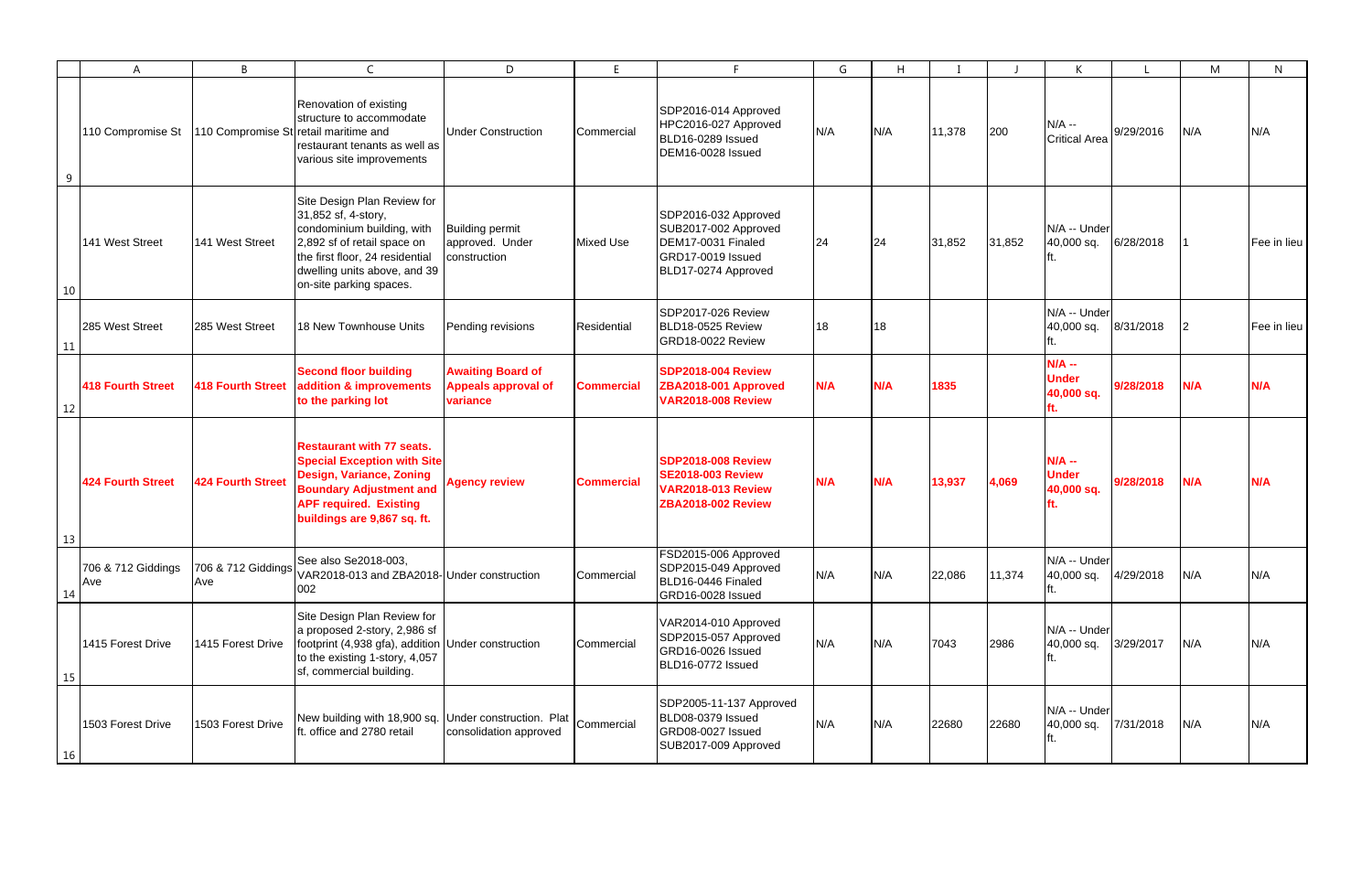| | A | B | C | D | E | F | G | H | I | J | K | L | M | N |
|---|---|---|---|---|---|---|---|---|---|---|---|---|---|---|
| 9 | 110 Compromise St | 110 Compromise St | Renovation of existing structure to accommodate retail maritime and restaurant tenants as well as various site improvements | Under Construction | Commercial | SDP2016-014 Approved HPC2016-027 Approved BLD16-0289 Issued DEM16-0028 Issued | N/A | N/A | 11,378 | 200 | N/A -- Critical Area | 9/29/2016 | N/A | N/A |
| 10 | 141 West Street | 141 West Street | Site Design Plan Review for 31,852 sf, 4-story, condominium building, with 2,892 sf of retail space on the first floor, 24 residential dwelling units above, and 39 on-site parking spaces. | Building permit approved. Under construction | Mixed Use | SDP2016-032 Approved SUB2017-002 Approved DEM17-0031 Finaled GRD17-0019 Issued BLD17-0274 Approved | 24 | 24 | 31,852 | 31,852 | N/A -- Under 40,000 sq. ft. | 6/28/2018 | 1 | Fee in lieu |
| 11 | 285 West Street | 285 West Street | 18 New Townhouse Units | Pending revisions | Residential | SDP2017-026 Review BLD18-0525 Review GRD18-0022 Review | 18 | 18 | | | N/A -- Under 40,000 sq. ft. | 8/31/2018 | 2 | Fee in lieu |
| 12 | **418 Fourth Street** | **418 Fourth Street** | **Second floor building addition & improvements to the parking lot** | **Awaiting Board of Appeals approval of variance** | **Commercial** | **SDP2018-004 Review ZBA2018-001 Approved VAR2018-008 Review** | **N/A** | **N/A** | **1835** | | **N/A -- Under 40,000 sq. ft.** | **9/28/2018** | **N/A** | **N/A** |
| 13 | **424 Fourth Street** | **424 Fourth Street** | **Restaurant with 77 seats. Special Exception with Site Design, Variance, Zoning Boundary Adjustment and APF required. Existing buildings are 9,867 sq. ft.** | **Agency review** | **Commercial** | **SDP2018-008 Review SE2018-003 Review VAR2018-013 Review ZBA2018-002 Review** | **N/A** | **N/A** | **13,937** | **4,069** | **N/A -- Under 40,000 sq. ft.** | **9/28/2018** | **N/A** | **N/A** |
| 14 | 706 & 712 Giddings Ave | 706 & 712 Giddings Ave | See also Se2018-003, VAR2018-013 and ZBA2018-002 | Under construction | Commercial | FSD2015-006 Approved SDP2015-049 Approved BLD16-0446 Finaled GRD16-0028 Issued | N/A | N/A | 22,086 | 11,374 | N/A -- Under 40,000 sq. ft. | 4/29/2018 | N/A | N/A |
| 15 | 1415 Forest Drive | 1415 Forest Drive | Site Design Plan Review for a proposed 2-story, 2,986 sf footprint (4,938 gfa), addition to the existing 1-story, 4,057 sf, commercial building. | Under construction | Commercial | VAR2014-010 Approved SDP2015-057 Approved GRD16-0026 Issued BLD16-0772 Issued | N/A | N/A | 7043 | 2986 | N/A -- Under 40,000 sq. ft. | 3/29/2017 | N/A | N/A |
| 16 | 1503 Forest Drive | 1503 Forest Drive | New building with 18,900 sq. ft. office and 2780 retail | Under construction. Plat consolidation approved | Commercial | SDP2005-11-137 Approved BLD08-0379 Issued GRD08-0027 Issued SUB2017-009 Approved | N/A | N/A | 22680 | 22680 | N/A -- Under 40,000 sq. ft. | 7/31/2018 | N/A | N/A |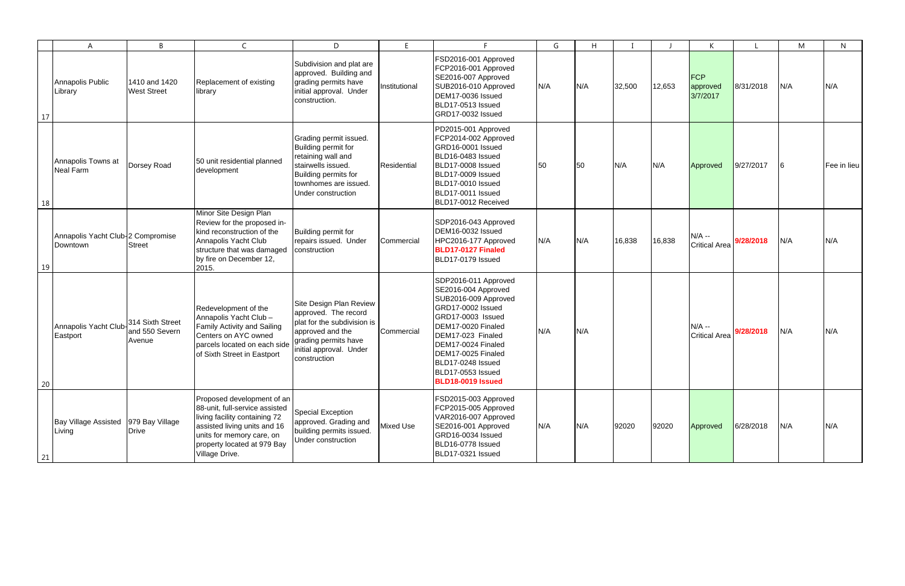| | A | B | C | D | E | F | G | H | I | J | K | L | M | N |
|---|---|---|---|---|---|---|---|---|---|---|---|---|---|---|
| 17 | Annapolis Public Library | 1410 and 1420 West Street | Replacement of existing library | Subdivision and plat are approved. Building and grading permits have initial approval. Under construction. | Institutional | FSD2016-001 Approved<br>FCP2016-001 Approved<br>SE2016-007 Approved<br>SUB2016-010 Approved<br>DEM17-0036 Issued<br>BLD17-0513 Issued<br>GRD17-0032 Issued | N/A | N/A | 32,500 | 12,653 | FCP approved 3/7/2017 | 8/31/2018 | N/A | N/A |
| 18 | Annapolis Towns at Neal Farm | Dorsey Road | 50 unit residential planned development | Grading permit issued. Building permit for retaining wall and stairwells issued. Building permits for townhomes are issued. Under construction | Residential | PD2015-001 Approved<br>FCP2014-002 Approved<br>GRD16-0001 Issued<br>BLD16-0483 Issued<br>BLD17-0008 Issued<br>BLD17-0009 Issued<br>BLD17-0010 Issued<br>BLD17-0011 Issued<br>BLD17-0012 Received | 50 | 50 | N/A | N/A | Approved | 9/27/2017 | 6 | Fee in lieu |
| 19 | Annapolis Yacht Club-Downtown | 2 Compromise Street | Minor Site Design Plan Review for the proposed in-kind reconstruction of the Annapolis Yacht Club structure that was damaged by fire on December 12, 2015. | Building permit for repairs issued. Under construction | Commercial | SDP2016-043 Approved<br>DEM16-0032 Issued<br>HPC2016-177 Approved<br>**BLD17-0127 Finaled**<br>BLD17-0179 Issued | N/A | N/A | 16,838 | 16,838 | N/A -- Critical Area | **9/28/2018** | N/A | N/A |
| 20 | Annapolis Yacht Club-Eastport | 314 Sixth Street and 550 Severn Avenue | Redevelopment of the Annapolis Yacht Club – Family Activity and Sailing Centers on AYC owned parcels located on each side of Sixth Street in Eastport | Site Design Plan Review approved. The record plat for the subdivision is approved and the grading permits have initial approval. Under construction | Commercial | SDP2016-011 Approved<br>SE2016-004 Approved<br>SUB2016-009 Approved<br>GRD17-0002 Issued<br>GRD17-0003 Issued<br>DEM17-0020 Finaled<br>DEM17-023 Finaled<br>DEM17-0024 Finaled<br>DEM17-0025 Finaled<br>BLD17-0248 Issued<br>BLD17-0553 Issued<br>**BLD18-0019 Issued** | N/A | N/A | | | N/A -- Critical Area | **9/28/2018** | N/A | N/A |
| 21 | Bay Village Assisted Living | 979 Bay Village Drive | Proposed development of an 88-unit, full-service assisted living facility containing 72 assisted living units and 16 units for memory care, on property located at 979 Bay Village Drive. | Special Exception approved. Grading and building permits issued. Under construction | Mixed Use | FSD2015-003 Approved<br>FCP2015-005 Approved<br>VAR2016-007 Approved<br>SE2016-001 Approved<br>GRD16-0034 Issued<br>BLD16-0778 Issued<br>BLD17-0321 Issued | N/A | N/A | 92020 | 92020 | Approved | 6/28/2018 | N/A | N/A |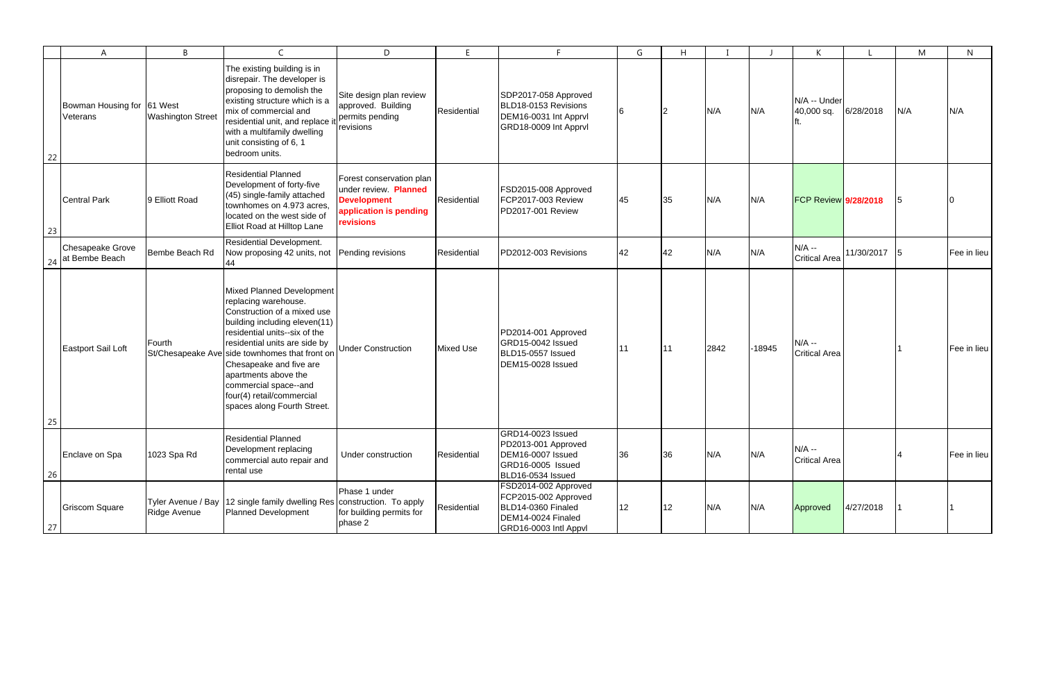| | A | B | C | D | E | F | G | H | I | J | K | L | M | N |
|---|---|---|---|---|---|---|---|---|---|---|---|---|---|---|
| 22 | Bowman Housing for Veterans | 61 West Washington Street | The existing building is in disrepair. The developer is proposing to demolish the existing structure which is a mix of commercial and residential unit, and replace it with a multifamily dwelling unit consisting of 6, 1 bedroom units. | Site design plan review approved. Building permits pending revisions | Residential | SDP2017-058 Approved BLD18-0153 Revisions DEM16-0031 Int Apprvl GRD18-0009 Int Apprvl | 6 | 2 | N/A | N/A | N/A -- Under 40,000 sq. ft. | 6/28/2018 | N/A | N/A |
| 23 | Central Park | 9 Elliott Road | Residential Planned Development of forty-five (45) single-family attached townhomes on 4.973 acres, located on the west side of Elliot Road at Hilltop Lane | Forest conservation plan under review. **Planned Development application is pending revisions** | Residential | FSD2015-008 Approved FCP2017-003 Review PD2017-001 Review | 45 | 35 | N/A | N/A | FCP Review | **9/28/2018** | 5 | 0 |
| 24 | Chesapeake Grove at Bembe Beach | Bembe Beach Rd | Residential Development. Now proposing 42 units, not 44 | Pending revisions | Residential | PD2012-003 Revisions | 42 | 42 | N/A | N/A | N/A -- Critical Area | 11/30/2017 | 5 | Fee in lieu |
| 25 | Eastport Sail Loft | Fourth St/Chesapeake Ave | Mixed Planned Development replacing warehouse. Construction of a mixed use building including eleven(11) residential units--six of the residential units are side by side townhomes that front on Chesapeake and five are apartments above the commercial space--and four(4) retail/commercial spaces along Fourth Street. | Under Construction | Mixed Use | PD2014-001 Approved GRD15-0042 Issued BLD15-0557 Issued DEM15-0028 Issued | 11 | 11 | 2842 | -18945 | N/A -- Critical Area | | 1 | Fee in lieu |
| 26 | Enclave on Spa | 1023 Spa Rd | Residential Planned Development replacing commercial auto repair and rental use | Under construction | Residential | GRD14-0023 Issued PD2013-001 Approved DEM16-0007 Issued GRD16-0005 Issued BLD16-0534 Issued | 36 | 36 | N/A | N/A | N/A -- Critical Area | | 4 | Fee in lieu |
| 27 | Griscom Square | Tyler Avenue / Bay Ridge Avenue | 12 single family dwelling Res Planned Development | Phase 1 under construction. To apply for building permits for phase 2 | Residential | FSD2014-002 Approved FCP2015-002 Approved BLD14-0360 Finaled DEM14-0024 Finaled GRD16-0003 Intl Appvl | 12 | 12 | N/A | N/A | Approved | 4/27/2018 | 1 | 1 |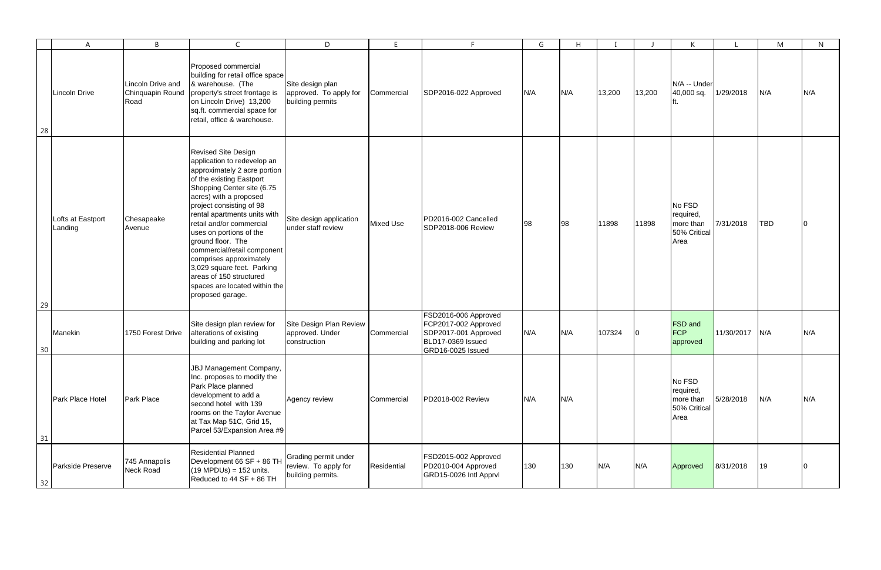| | A | B | C | D | E | F | G | H | I | J | K | L | M | N |
|---|---|---|---|---|---|---|---|---|---|---|---|---|---|---|
| 28 | Lincoln Drive | Lincoln Drive and Chinquapin Round Road | Proposed commercial building for retail office space & warehouse. (The property's street frontage is on Lincoln Drive) 13,200 sq.ft. commercial space for retail, office & warehouse. | Site design plan approved. To apply for building permits | Commercial | SDP2016-022 Approved | N/A | N/A | 13,200 | 13,200 | N/A -- Under 40,000 sq. ft. | 1/29/2018 | N/A | N/A |
| 29 | Lofts at Eastport Landing | Chesapeake Avenue | Revised Site Design application to redevelop an approximately 2 acre portion of the existing Eastport Shopping Center site (6.75 acres) with a proposed project consisting of 98 rental apartments units with retail and/or commercial uses on portions of the ground floor. The commercial/retail component comprises approximately 3,029 square feet. Parking areas of 150 structured spaces are located within the proposed garage. | Site design application under staff review | Mixed Use | PD2016-002 Cancelled SDP2018-006 Review | 98 | 98 | 11898 | 11898 | No FSD required, more than 50% Critical Area | 7/31/2018 | TBD | 0 |
| 30 | Manekin | 1750 Forest Drive | Site design plan review for alterations of existing building and parking lot | Site Design Plan Review approved. Under construction | Commercial | FSD2016-006 Approved FCP2017-002 Approved SDP2017-001 Approved BLD17-0369 Issued GRD16-0025 Issued | N/A | N/A | 107324 | 0 | FSD and FCP approved | 11/30/2017 | N/A | N/A |
| 31 | Park Place Hotel | Park Place | JBJ Management Company, Inc. proposes to modify the Park Place planned development to add a second hotel with 139 rooms on the Taylor Avenue at Tax Map 51C, Grid 15, Parcel 53/Expansion Area #9 | Agency review | Commercial | PD2018-002 Review | N/A | N/A | | | No FSD required, more than 50% Critical Area | 5/28/2018 | N/A | N/A |
| 32 | Parkside Preserve | 745 Annapolis Neck Road | Residential Planned Development 66 SF + 86 TH (19 MPDUs) = 152 units. Reduced to 44 SF + 86 TH | Grading permit under review. To apply for building permits. | Residential | FSD2015-002 Approved PD2010-004 Approved GRD15-0026 Intl Apprvl | 130 | 130 | N/A | N/A | Approved | 8/31/2018 | 19 | 0 |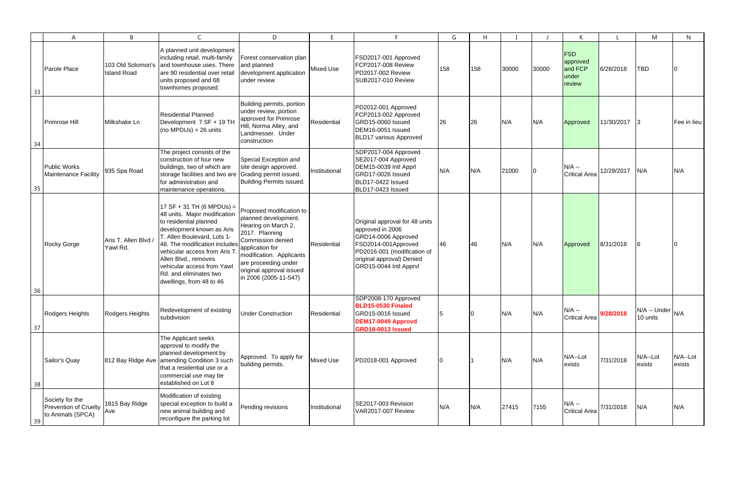| | A | B | C | D | E | F | G | H | I | J | K | L | M | N |
|---|---|---|---|---|---|---|---|---|---|---|---|---|---|---|
| 33 | Parole Place | 103 Old Solomon's Island Road | A planned unit development including retail, multi-family and townhouse uses. There are 90 residential over retail units proposed and 68 townhomes proposed. | Forest conservation plan and planned development application under review | Mixed Use | FSD2017-001 Approved FCP2017-008 Review PD2017-002 Review SUB2017-010 Review | 158 | 158 | 30000 | 30000 | FSD approved and FCP under review | 6/28/2018 | TBD | 0 |
| 34 | Primrose Hill | Milkshake Ln | Residential Planned Development 7 SF + 19 TH (no MPDUs) = 26 units | Building permits, portion under review, portion approved for Primrose Hill, Norma Alley, and Landmesser. Under construction | Residential | PD2012-001 Approved FCP2013-002 Approved GRD15-0060 Issued DEM16-0051 Issued BLD17 various Approved | 26 | 26 | N/A | N/A | Approved | 11/30/2017 | 3 | Fee in lieu |
| 35 | Public Works Maintenance Facility | 935 Spa Road | The project consists of the construction of four new buildings, two of which are storage facilities and two are for administration and maintenance operations. | Special Exception and site design approved. Grading permit issued. Building Permits issued. | Institutional | SDP2017-004 Approved SE2017-004 Approved DEM15-0039 Intl Apprl GRD17-0026 Issued BLD17-0422 Issued BLD17-0423 Issued | N/A | N/A | 21000 | 0 | N/A -- Critical Area | 12/29/2017 | N/A | N/A |
| 36 | Rocky Gorge | Aris T. Allen Blvd / Yawl Rd. | 17 SF + 31 TH (6 MPDUs) = 48 units. Major modification to residential planned development known as Aris T. Allen Boulevard, Lots 1-48. The modification includes vehicular access from Aris T. Allen Blvd., removes vehicular access from Yawl Rd. and eliminates two dwellings, from 48 to 46 | Proposed modification to planned development. Hearing on March 2, 2017. Planning Commission denied application for modification. Applicants are proceeding under original approval issued in 2006 (2005-11-547) | Residential | Original approval for 48 units approved in 2006 GRD14-0006 Approved FSD2014-001Approved PD2016-001 (modification of original approval) Denied GRD15-0044 Intl Apprvl | 46 | 46 | N/A | N/A | Approved | 8/31/2018 | 6 | 0 |
| 37 | Rodgers Heights | Rodgers Heights | Redevelopment of existing subdivision | Under Construction | Residential | SDP2008-170 Approved **BLD15-0530 Finaled** GRD15-0016 Issued **DEM17-0049 Approvd** **GRD18-0013 Issued** | 5 | 0 | N/A | N/A | N/A -- Critical Area | **9/28/2018** | N/A -- Under 10 units | N/A |
| 38 | Sailor's Quay | 812 Bay Ridge Ave | The Applicant seeks approval to modify the planned development by amending Condition 3 such that a residential use or a commercial use may be established on Lot 8 | Approved. To apply for building permits. | Mixed Use | PD2018-001 Approved | 0 | 1 | N/A | N/A | N/A--Lot exists | 7/31/2018 | N/A--Lot exists | N/A--Lot exists |
| 39 | Society for the Prevention of Cruelty to Animals (SPCA) | 1815 Bay Ridge Ave | Modification of existing special exception to build a new animal building and reconfigure the parking lot | Pending revisions | Institutional | SE2017-003 Revision VAR2017-007 Review | N/A | N/A | 27415 | 7155 | N/A -- Critical Area | 7/31/2018 | N/A | N/A |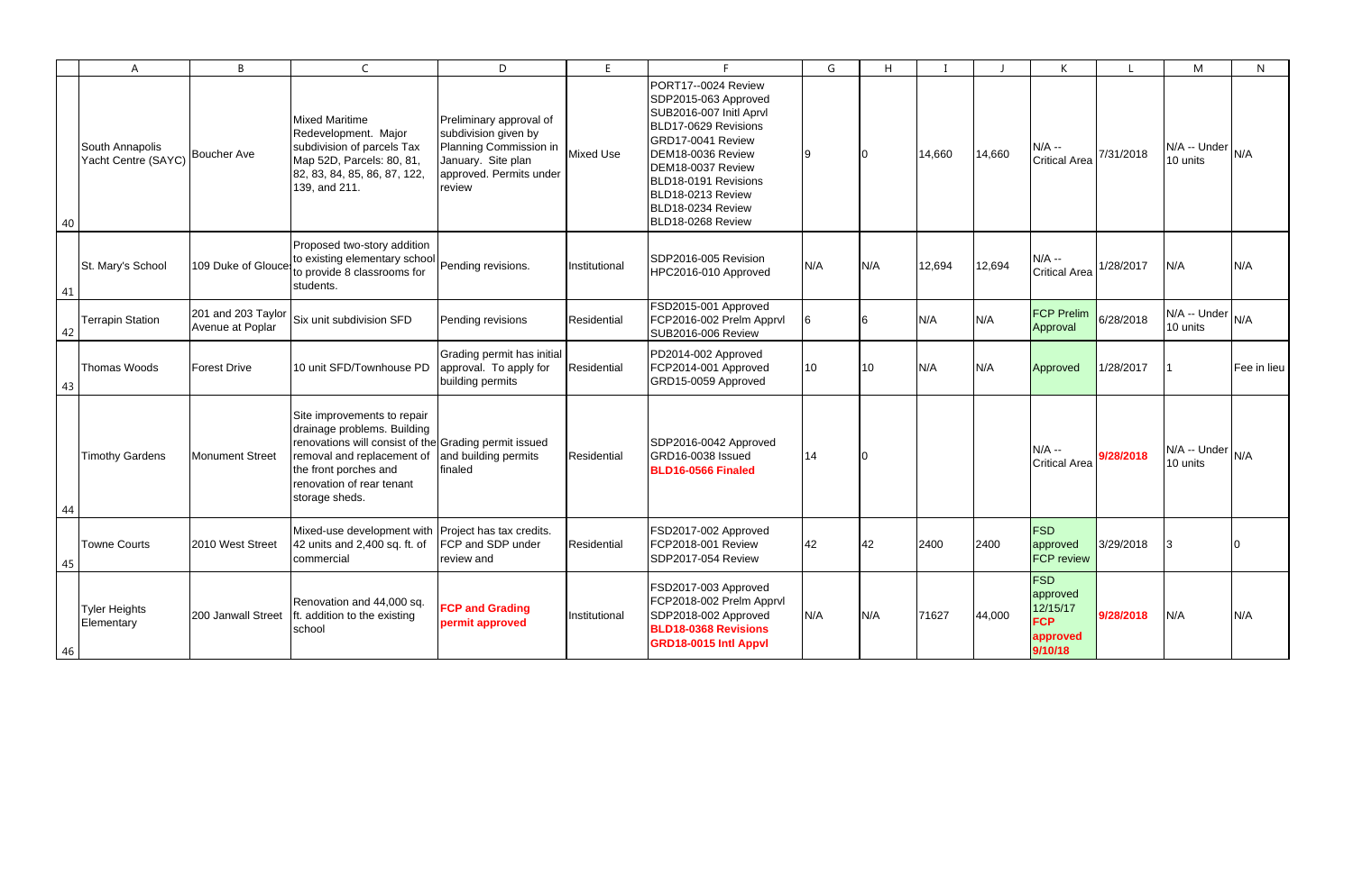| | A | B | C | D | E | F | G | H | I | J | K | L | M | N |
|---|---|---|---|---|---|---|---|---|---|---|---|---|---|---|
| 40 | South Annapolis Yacht Centre (SAYC) | Boucher Ave | Mixed Maritime Redevelopment. Major subdivision of parcels Tax Map 52D, Parcels: 80, 81, 82, 83, 84, 85, 86, 87, 122, 139, and 211. | Preliminary approval of subdivision given by Planning Commission in January. Site plan approved. Permits under review | Mixed Use | PORT17--0024 Review<br>SDP2015-063 Approved<br>SUB2016-007 Initl Aprvl<br>BLD17-0629 Revisions<br>GRD17-0041 Review<br>DEM18-0036 Review<br>DEM18-0037 Review<br>BLD18-0191 Revisions<br>BLD18-0213 Review<br>BLD18-0234 Review<br>BLD18-0268 Review | 9 | 0 | 14,660 | 14,660 | N/A -- Critical Area | 7/31/2018 | N/A -- Under 10 units | N/A |
| 41 | St. Mary's School | 109 Duke of Glouce | Proposed two-story addition to existing elementary school to provide 8 classrooms for students. | Pending revisions. | Institutional | SDP2016-005 Revision<br>HPC2016-010 Approved | N/A | N/A | 12,694 | 12,694 | N/A -- Critical Area | 1/28/2017 | N/A | N/A |
| 42 | Terrapin Station | 201 and 203 Taylor Avenue at Poplar | Six unit subdivision SFD | Pending revisions | Residential | FSD2015-001 Approved<br>FCP2016-002 Prelm Apprvl<br>SUB2016-006 Review | 6 | 6 | N/A | N/A | FCP Prelim Approval | 6/28/2018 | N/A -- Under 10 units | N/A |
| 43 | Thomas Woods | Forest Drive | 10 unit SFD/Townhouse PD | Grading permit has initial approval. To apply for building permits | Residential | PD2014-002 Approved<br>FCP2014-001 Approved<br>GRD15-0059 Approved | 10 | 10 | N/A | N/A | Approved | 1/28/2017 | 1 | Fee in lieu |
| 44 | Timothy Gardens | Monument Street | Site improvements to repair drainage problems. Building renovations will consist of the removal and replacement of the front porches and renovation of rear tenant storage sheds. | Grading permit issued and building permits finaled | Residential | SDP2016-0042 Approved<br>GRD16-0038 Issued<br>**BLD16-0566 Finaled** | 14 | 0 | | | N/A -- Critical Area | **9/28/2018** | N/A -- Under 10 units | N/A |
| 45 | Towne Courts | 2010 West Street | Mixed-use development with 42 units and 2,400 sq. ft. of commercial | Project has tax credits. FCP and SDP under review and | Residential | FSD2017-002 Approved<br>FCP2018-001 Review<br>SDP2017-054 Review | 42 | 42 | 2400 | 2400 | FSD approved FCP review | 3/29/2018 | 3 | 0 |
| 46 | Tyler Heights Elementary | 200 Janwall Street | Renovation and 44,000 sq. ft. addition to the existing school | **FCP and Grading permit approved** | Institutional | FSD2017-003 Approved<br>FCP2018-002 Prelm Apprvl<br>SDP2018-002 Approved<br>**BLD18-0368 Revisions**<br>**GRD18-0015 Intl Appvl** | N/A | N/A | 71627 | 44,000 | FSD approved 12/15/17 **FCP approved 9/10/18** | **9/28/2018** | N/A | N/A |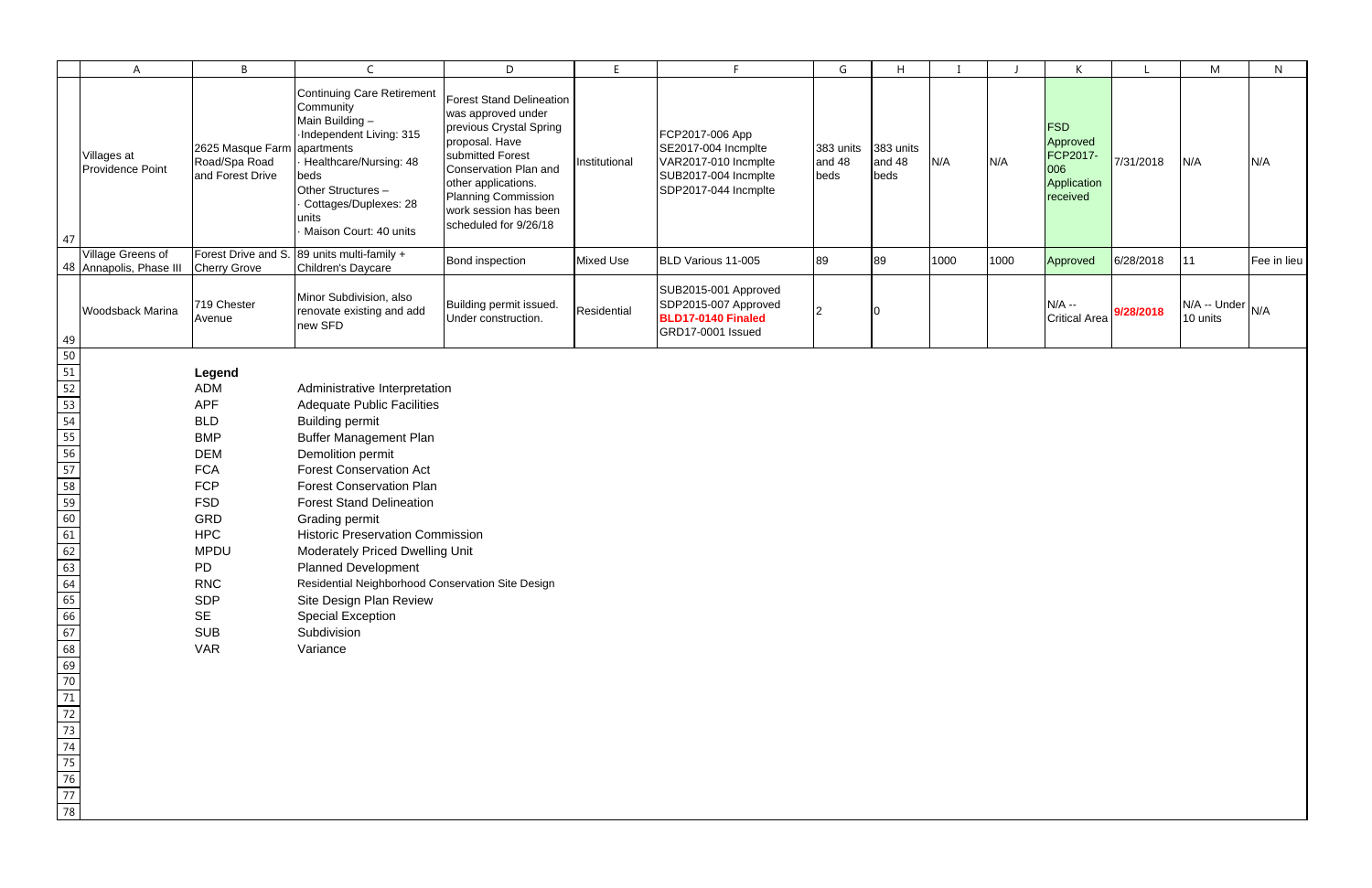| | A | B | C | D | E | F | G | H | I | J | K | L | M | N |
|---|---|---|---|---|---|---|---|---|---|---|---|---|---|---|
| 47 | Villages at Providence Point | 2625 Masque Farm Road/Spa Road and Forest Drive | Continuing Care Retirement Community<br>Main Building –<br>·Independent Living: 315 apartments<br>· Healthcare/Nursing: 48 beds<br>Other Structures –<br>· Cottages/Duplexes: 28 units<br>· Maison Court: 40 units | Forest Stand Delineation was approved under previous Crystal Spring proposal. Have submitted Forest Conservation Plan and other applications. Planning Commission work session has been scheduled for 9/26/18 | Institutional | FCP2017-006 App<br>SE2017-004 Incmplte<br>VAR2017-010 Incmplte<br>SUB2017-004 Incmplte<br>SDP2017-044 Incmplte | 383 units and 48 beds | 383 units and 48 beds | N/A | N/A | FSD Approved FCP2017-006 Application received | 7/31/2018 | N/A | N/A |
| 48 | Village Greens of Annapolis, Phase III | Forest Drive and S. Cherry Grove | 89 units multi-family + Children's Daycare | Bond inspection | Mixed Use | BLD Various 11-005 | 89 | 89 | 1000 | 1000 | Approved | 6/28/2018 | 11 | Fee in lieu |
| 49 | Woodsback Marina | 719 Chester Avenue | Minor Subdivision, also renovate existing and add new SFD | Building permit issued. Under construction. | Residential | SUB2015-001 Approved<br>SDP2015-007 Approved<br>**BLD17-0140 Finaled**<br>GRD17-0001 Issued | 2 | 0 | | | N/A -- Critical Area | **9/28/2018** | N/A -- Under 10 units | N/A |

**Legend**

| | |
|---|---|
| ADM | Administrative Interpretation |
| APF | Adequate Public Facilities |
| BLD | Building permit |
| BMP | Buffer Management Plan |
| DEM | Demolition permit |
| FCA | Forest Conservation Act |
| FCP | Forest Conservation Plan |
| FSD | Forest Stand Delineation |
| GRD | Grading permit |
| HPC | Historic Preservation Commission |
| MPDU | Moderately Priced Dwelling Unit |
| PD | Planned Development |
| RNC | Residential Neighborhood Conservation Site Design |
| SDP | Site Design Plan Review |
| SE | Special Exception |
| SUB | Subdivision |
| VAR | Variance |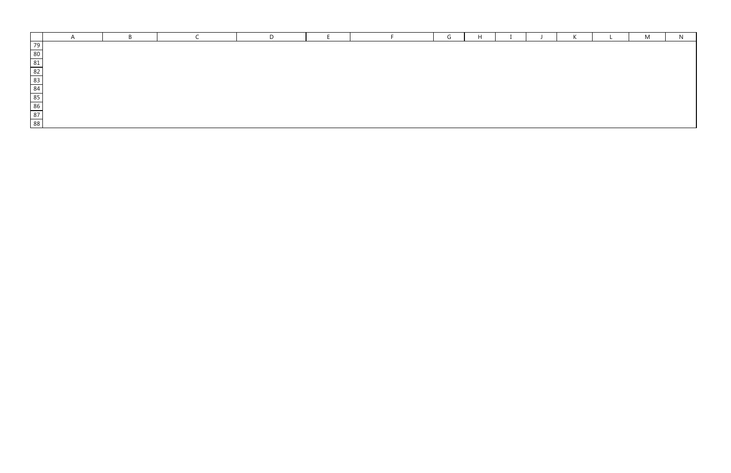| | A | B | C | D | E | F | G | H | I | J | K | L | M | N |
|---|---|---|---|---|---|---|---|---|---|---|---|---|---|---|
| 79 | | | | | | | | | | | | | | |
| 80 | | | | | | | | | | | | | | |
| 81 | | | | | | | | | | | | | | |
| 82 | | | | | | | | | | | | | | |
| 83 | | | | | | | | | | | | | | |
| 84 | | | | | | | | | | | | | | |
| 85 | | | | | | | | | | | | | | |
| 86 | | | | | | | | | | | | | | |
| 87 | | | | | | | | | | | | | | |
| 88 | | | | | | | | | | | | | | |